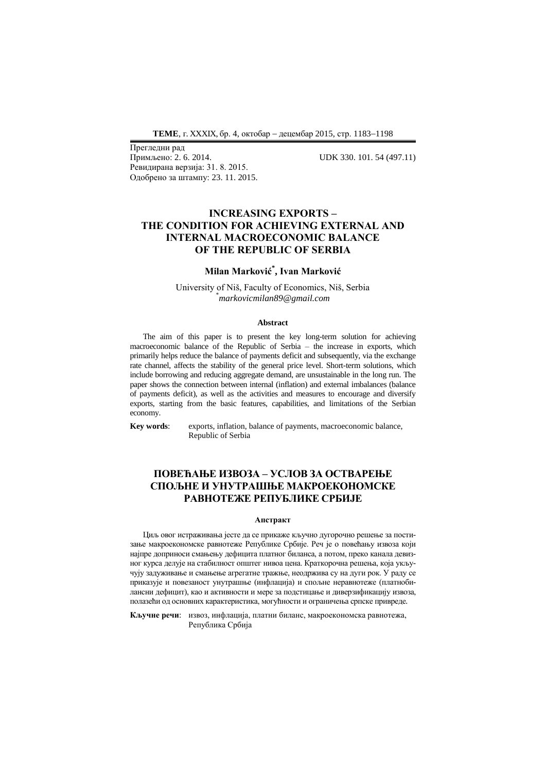Прегледни рад
Примљено: 2. 6. 2014.
Ревидирана верзија: 31. 8. 2015.
Одобрено за штампу: 23. 11. 2015.

UDK 330. 101. 54 (497.11)

# INCREASING EXPORTS – THE CONDITION FOR ACHIEVING EXTERNAL AND INTERNAL MACROECONOMIC BALANCE OF THE REPUBLIC OF SERBIA

**Milan Marković[*], Ivan Marković**

University of Niš, Faculty of Economics, Niš, Serbia
[*]*markovicmilan89@gmail.com*

### Abstract

The aim of this paper is to present the key long-term solution for achieving macroeconomic balance of the Republic of Serbia – the increase in exports, which primarily helps reduce the balance of payments deficit and subsequently, via the exchange rate channel, affects the stability of the general price level. Short-term solutions, which include borrowing and reducing aggregate demand, are unsustainable in the long run. The paper shows the connection between internal (inflation) and external imbalances (balance of payments deficit), as well as the activities and measures to encourage and diversify exports, starting from the basic features, capabilities, and limitations of the Serbian economy.

**Key words**: exports, inflation, balance of payments, macroeconomic balance, Republic of Serbia

# ПОВЕЋАЊЕ ИЗВОЗА – УСЛОВ ЗА ОСТВАРЕЊЕ СПОЉНЕ И УНУТРАШЊЕ МАКРОЕКОНОМСКЕ РАВНОТЕЖЕ РЕПУБЛИКЕ СРБИЈЕ

### Апстракт

Циљ овог истраживања јесте да се прикаже кључно дугорочно решење за постизање макроекономске равнотеже Републике Србије. Реч је о повећању извоза који најпре доприноси смањењу дефицита платног биланса, а потом, преко канала девизног курса делује на стабилност општег нивоа цена. Краткорочна решења, која укључују задуживање и смањење агрегатне тражње, неодржива су на дуги рок. У раду се приказује и повезаност унутрашње (инфлација) и спољне неравнотеже (платнобилансни дефицит), као и активности и мере за подстицање и диверзификацију извоза, полазећи од основних карактеристика, могућности и ограничења српске привреде.

**Кључне речи**: извоз, инфлација, платни биланс, макроекономска равнотежа, Република Србија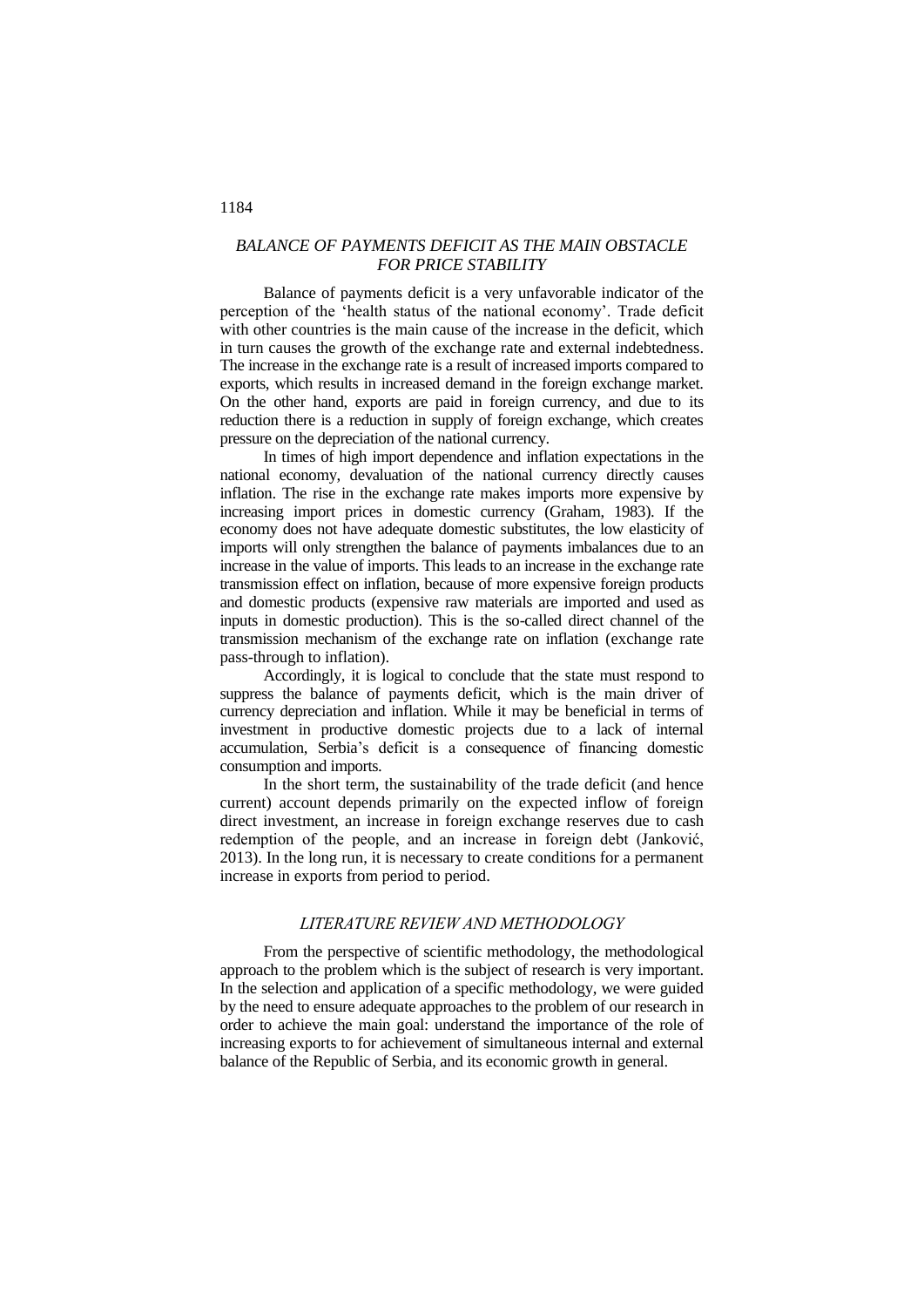## *BALANCE OF PAYMENTS DEFICIT AS THE MAIN OBSTACLE FOR PRICE STABILITY*

Balance of payments deficit is a very unfavorable indicator of the perception of the 'health status of the national economy'. Trade deficit with other countries is the main cause of the increase in the deficit, which in turn causes the growth of the exchange rate and external indebtedness. The increase in the exchange rate is a result of increased imports compared to exports, which results in increased demand in the foreign exchange market. On the other hand, exports are paid in foreign currency, and due to its reduction there is a reduction in supply of foreign exchange, which creates pressure on the depreciation of the national currency.

In times of high import dependence and inflation expectations in the national economy, devaluation of the national currency directly causes inflation. The rise in the exchange rate makes imports more expensive by increasing import prices in domestic currency (Graham, 1983). If the economy does not have adequate domestic substitutes, the low elasticity of imports will only strengthen the balance of payments imbalances due to an increase in the value of imports. This leads to an increase in the exchange rate transmission effect on inflation, because of more expensive foreign products and domestic products (expensive raw materials are imported and used as inputs in domestic production). This is the so-called direct channel of the transmission mechanism of the exchange rate on inflation (exchange rate pass-through to inflation).

Accordingly, it is logical to conclude that the state must respond to suppress the balance of payments deficit, which is the main driver of currency depreciation and inflation. While it may be beneficial in terms of investment in productive domestic projects due to a lack of internal accumulation, Serbia's deficit is a consequence of financing domestic consumption and imports.

In the short term, the sustainability of the trade deficit (and hence current) account depends primarily on the expected inflow of foreign direct investment, an increase in foreign exchange reserves due to cash redemption of the people, and an increase in foreign debt (Janković, 2013). In the long run, it is necessary to create conditions for a permanent increase in exports from period to period.

## *LITERATURE REVIEW AND METHODOLOGY*

From the perspective of scientific methodology, the methodological approach to the problem which is the subject of research is very important. In the selection and application of a specific methodology, we were guided by the need to ensure adequate approaches to the problem of our research in order to achieve the main goal: understand the importance of the role of increasing exports to for achievement of simultaneous internal and external balance of the Republic of Serbia, and its economic growth in general.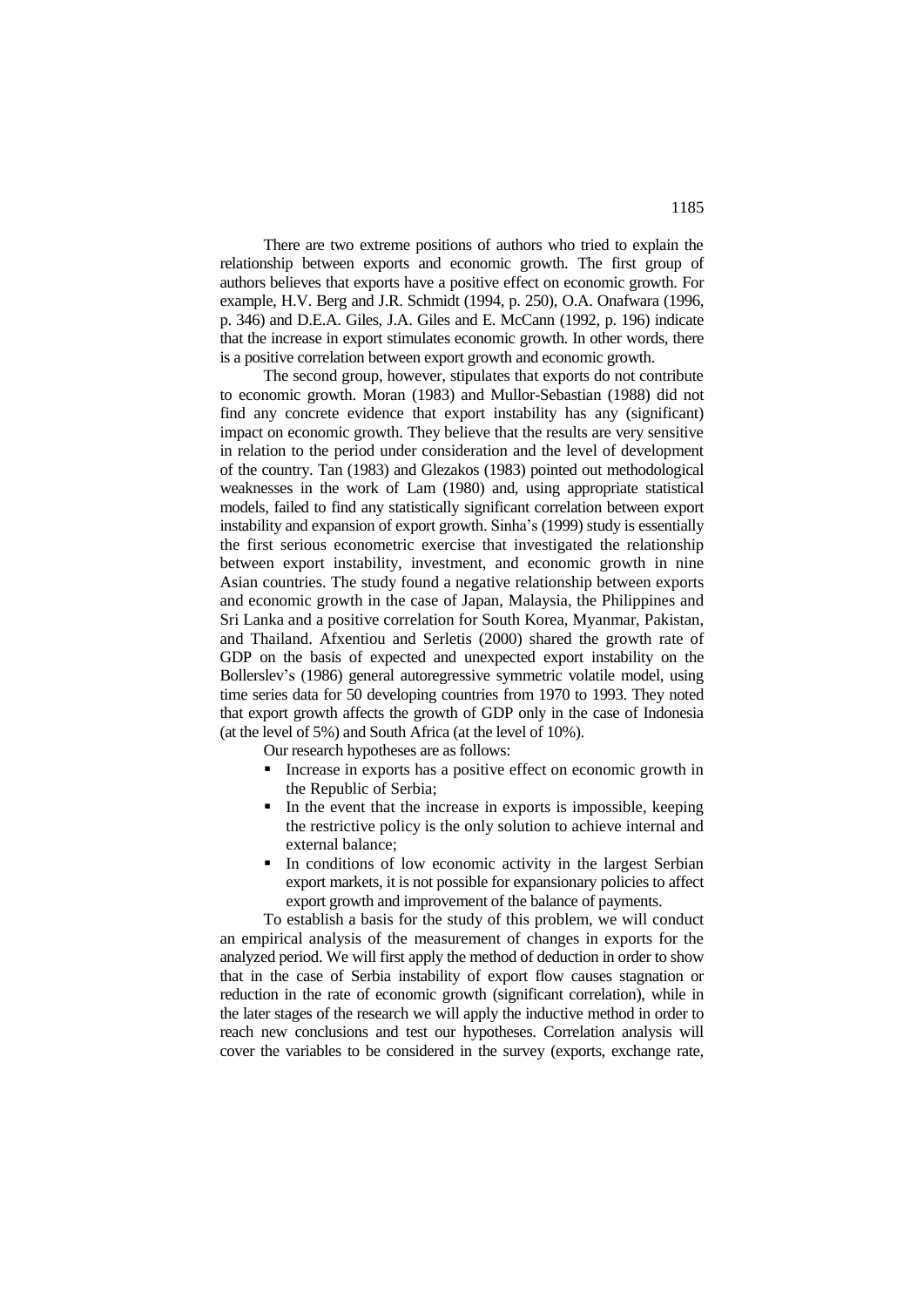There are two extreme positions of authors who tried to explain the relationship between exports and economic growth. The first group of authors believes that exports have a positive effect on economic growth. For example, H.V. Berg and J.R. Schmidt (1994, p. 250), O.A. Onafwara (1996, p. 346) and D.E.A. Giles, J.A. Giles and E. McCann (1992, p. 196) indicate that the increase in export stimulates economic growth. In other words, there is a positive correlation between export growth and economic growth.

The second group, however, stipulates that exports do not contribute to economic growth. Moran (1983) and Mullor-Sebastian (1988) did not find any concrete evidence that export instability has any (significant) impact on economic growth. They believe that the results are very sensitive in relation to the period under consideration and the level of development of the country. Tan (1983) and Glezakos (1983) pointed out methodological weaknesses in the work of Lam (1980) and, using appropriate statistical models, failed to find any statistically significant correlation between export instability and expansion of export growth. Sinha's (1999) study is essentially the first serious econometric exercise that investigated the relationship between export instability, investment, and economic growth in nine Asian countries. The study found a negative relationship between exports and economic growth in the case of Japan, Malaysia, the Philippines and Sri Lanka and a positive correlation for South Korea, Myanmar, Pakistan, and Thailand. Afxentiou and Serletis (2000) shared the growth rate of GDP on the basis of expected and unexpected export instability on the Bollerslev's (1986) general autoregressive symmetric volatile model, using time series data for 50 developing countries from 1970 to 1993. They noted that export growth affects the growth of GDP only in the case of Indonesia (at the level of 5%) and South Africa (at the level of 10%).

Our research hypotheses are as follows:

- Increase in exports has a positive effect on economic growth in the Republic of Serbia;
- In the event that the increase in exports is impossible, keeping the restrictive policy is the only solution to achieve internal and external balance;
- In conditions of low economic activity in the largest Serbian export markets, it is not possible for expansionary policies to affect export growth and improvement of the balance of payments.

To establish a basis for the study of this problem, we will conduct an empirical analysis of the measurement of changes in exports for the analyzed period. We will first apply the method of deduction in order to show that in the case of Serbia instability of export flow causes stagnation or reduction in the rate of economic growth (significant correlation), while in the later stages of the research we will apply the inductive method in order to reach new conclusions and test our hypotheses. Correlation analysis will cover the variables to be considered in the survey (exports, exchange rate,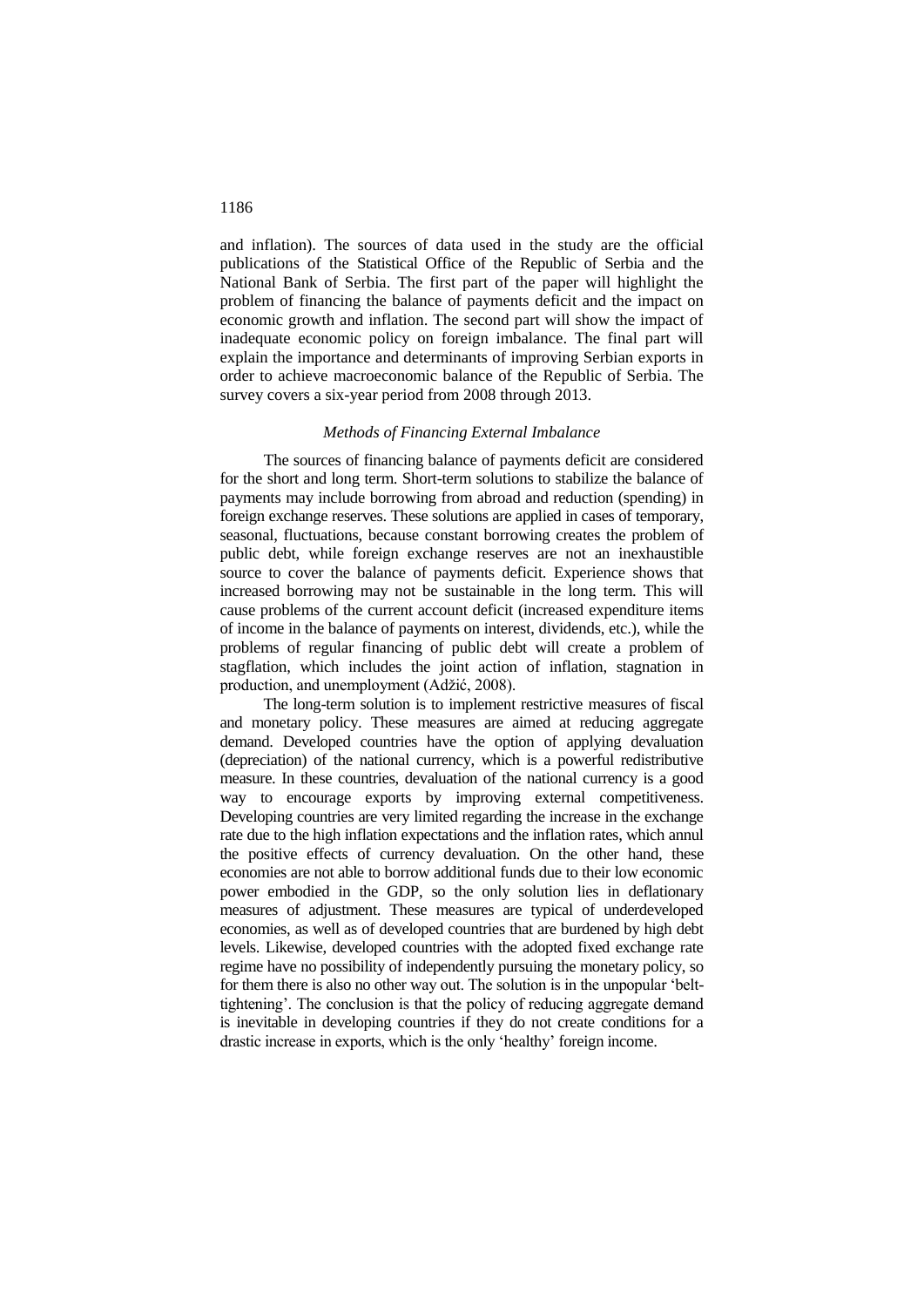and inflation). The sources of data used in the study are the official publications of the Statistical Office of the Republic of Serbia and the National Bank of Serbia. The first part of the paper will highlight the problem of financing the balance of payments deficit and the impact on economic growth and inflation. The second part will show the impact of inadequate economic policy on foreign imbalance. The final part will explain the importance and determinants of improving Serbian exports in order to achieve macroeconomic balance of the Republic of Serbia. The survey covers a six-year period from 2008 through 2013.

### *Methods of Financing External Imbalance*

The sources of financing balance of payments deficit are considered for the short and long term. Short-term solutions to stabilize the balance of payments may include borrowing from abroad and reduction (spending) in foreign exchange reserves. These solutions are applied in cases of temporary, seasonal, fluctuations, because constant borrowing creates the problem of public debt, while foreign exchange reserves are not an inexhaustible source to cover the balance of payments deficit. Experience shows that increased borrowing may not be sustainable in the long term. This will cause problems of the current account deficit (increased expenditure items of income in the balance of payments on interest, dividends, etc.), while the problems of regular financing of public debt will create a problem of stagflation, which includes the joint action of inflation, stagnation in production, and unemployment (Adžić, 2008).

The long-term solution is to implement restrictive measures of fiscal and monetary policy. These measures are aimed at reducing aggregate demand. Developed countries have the option of applying devaluation (depreciation) of the national currency, which is a powerful redistributive measure. In these countries, devaluation of the national currency is a good way to encourage exports by improving external competitiveness. Developing countries are very limited regarding the increase in the exchange rate due to the high inflation expectations and the inflation rates, which annul the positive effects of currency devaluation. On the other hand, these economies are not able to borrow additional funds due to their low economic power embodied in the GDP, so the only solution lies in deflationary measures of adjustment. These measures are typical of underdeveloped economies, as well as of developed countries that are burdened by high debt levels. Likewise, developed countries with the adopted fixed exchange rate regime have no possibility of independently pursuing the monetary policy, so for them there is also no other way out. The solution is in the unpopular 'belt-tightening'. The conclusion is that the policy of reducing aggregate demand is inevitable in developing countries if they do not create conditions for a drastic increase in exports, which is the only 'healthy' foreign income.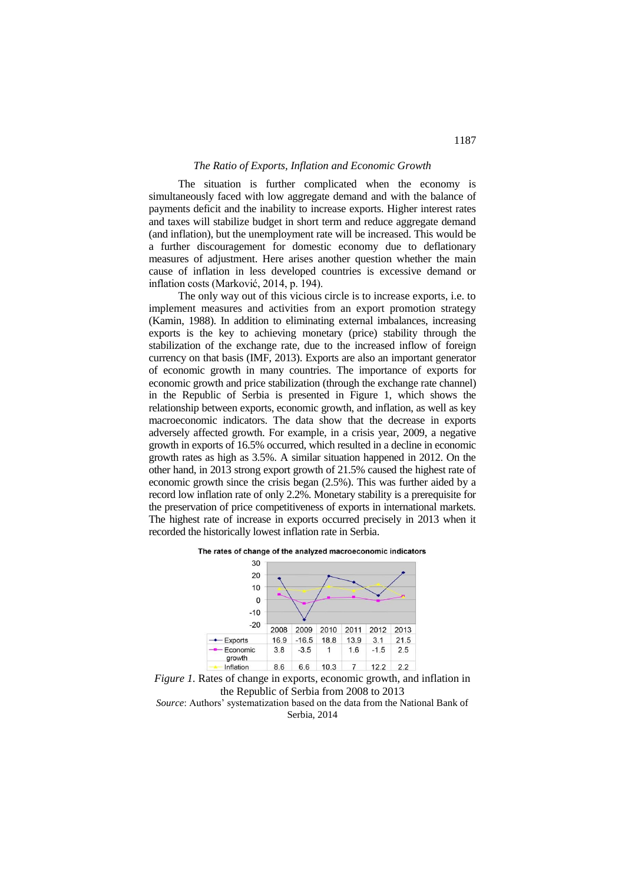### *The Ratio of Exports, Inflation and Economic Growth*

The situation is further complicated when the economy is simultaneously faced with low aggregate demand and with the balance of payments deficit and the inability to increase exports. Higher interest rates and taxes will stabilize budget in short term and reduce aggregate demand (and inflation), but the unemployment rate will be increased. This would be a further discouragement for domestic economy due to deflationary measures of adjustment. Here arises another question whether the main cause of inflation in less developed countries is excessive demand or inflation costs (Marković, 2014, p. 194).

The only way out of this vicious circle is to increase exports, i.e. to implement measures and activities from an export promotion strategy (Kamin, 1988). In addition to eliminating external imbalances, increasing exports is the key to achieving monetary (price) stability through the stabilization of the exchange rate, due to the increased inflow of foreign currency on that basis (IMF, 2013). Exports are also an important generator of economic growth in many countries. The importance of exports for economic growth and price stabilization (through the exchange rate channel) in the Republic of Serbia is presented in Figure 1, which shows the relationship between exports, economic growth, and inflation, as well as key macroeconomic indicators. The data show that the decrease in exports adversely affected growth. For example, in a crisis year, 2009, a negative growth in exports of 16.5% occurred, which resulted in a decline in economic growth rates as high as 3.5%. A similar situation happened in 2012. On the other hand, in 2013 strong export growth of 21.5% caused the highest rate of economic growth since the crisis began (2.5%). This was further aided by a record low inflation rate of only 2.2%. Monetary stability is a prerequisite for the preservation of price competitiveness of exports in international markets. The highest rate of increase in exports occurred precisely in 2013 when it recorded the historically lowest inflation rate in Serbia.

The rates of change of the analyzed macroeconomic indicators

| | 2008 | 2009 | 2010 | 2011 | 2012 | 2013 |
|---|---|---|---|---|---|---|
| Exports | 16.9 | -16.5 | 18.8 | 13.9 | 3.1 | 21.5 |
| Economic growth | 3.8 | -3.5 | 1 | 1.6 | -1.5 | 2.5 |
| Inflation | 8.6 | 6.6 | 10.3 | 7 | 12.2 | 2.2 |

*Figure 1.* Rates of change in exports, economic growth, and inflation in the Republic of Serbia from 2008 to 2013

*Source*: Authors' systematization based on the data from the National Bank of Serbia, 2014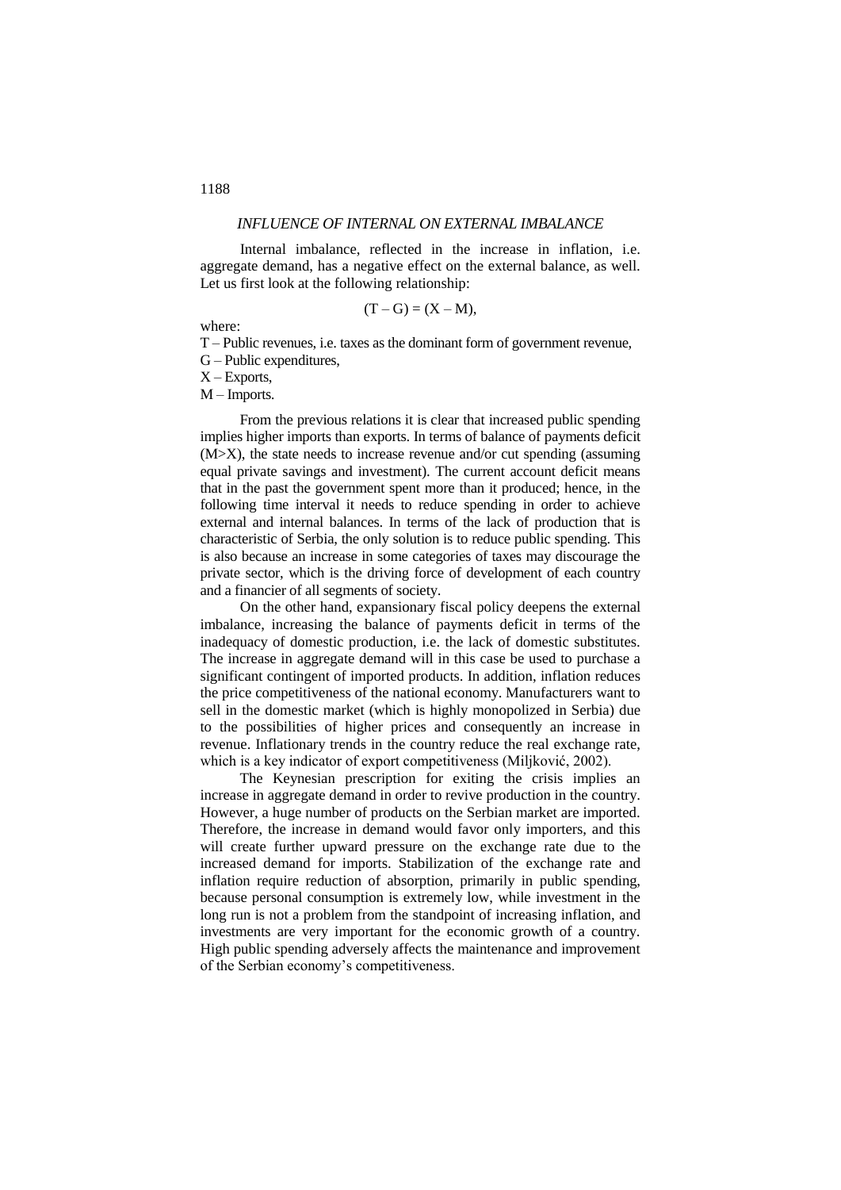## *INFLUENCE OF INTERNAL ON EXTERNAL IMBALANCE*

Internal imbalance, reflected in the increase in inflation, i.e. aggregate demand, has a negative effect on the external balance, as well. Let us first look at the following relationship:

$$(T - G) = (X - M),$$

where:

T – Public revenues, i.e. taxes as the dominant form of government revenue,  
G – Public expenditures,  
X – Exports,  
M – Imports.

From the previous relations it is clear that increased public spending implies higher imports than exports. In terms of balance of payments deficit ($M>X$), the state needs to increase revenue and/or cut spending (assuming equal private savings and investment). The current account deficit means that in the past the government spent more than it produced; hence, in the following time interval it needs to reduce spending in order to achieve external and internal balances. In terms of the lack of production that is characteristic of Serbia, the only solution is to reduce public spending. This is also because an increase in some categories of taxes may discourage the private sector, which is the driving force of development of each country and a financier of all segments of society.

On the other hand, expansionary fiscal policy deepens the external imbalance, increasing the balance of payments deficit in terms of the inadequacy of domestic production, i.e. the lack of domestic substitutes. The increase in aggregate demand will in this case be used to purchase a significant contingent of imported products. In addition, inflation reduces the price competitiveness of the national economy. Manufacturers want to sell in the domestic market (which is highly monopolized in Serbia) due to the possibilities of higher prices and consequently an increase in revenue. Inflationary trends in the country reduce the real exchange rate, which is a key indicator of export competitiveness (Miljković, 2002).

The Keynesian prescription for exiting the crisis implies an increase in aggregate demand in order to revive production in the country. However, a huge number of products on the Serbian market are imported. Therefore, the increase in demand would favor only importers, and this will create further upward pressure on the exchange rate due to the increased demand for imports. Stabilization of the exchange rate and inflation require reduction of absorption, primarily in public spending, because personal consumption is extremely low, while investment in the long run is not a problem from the standpoint of increasing inflation, and investments are very important for the economic growth of a country. High public spending adversely affects the maintenance and improvement of the Serbian economy's competitiveness.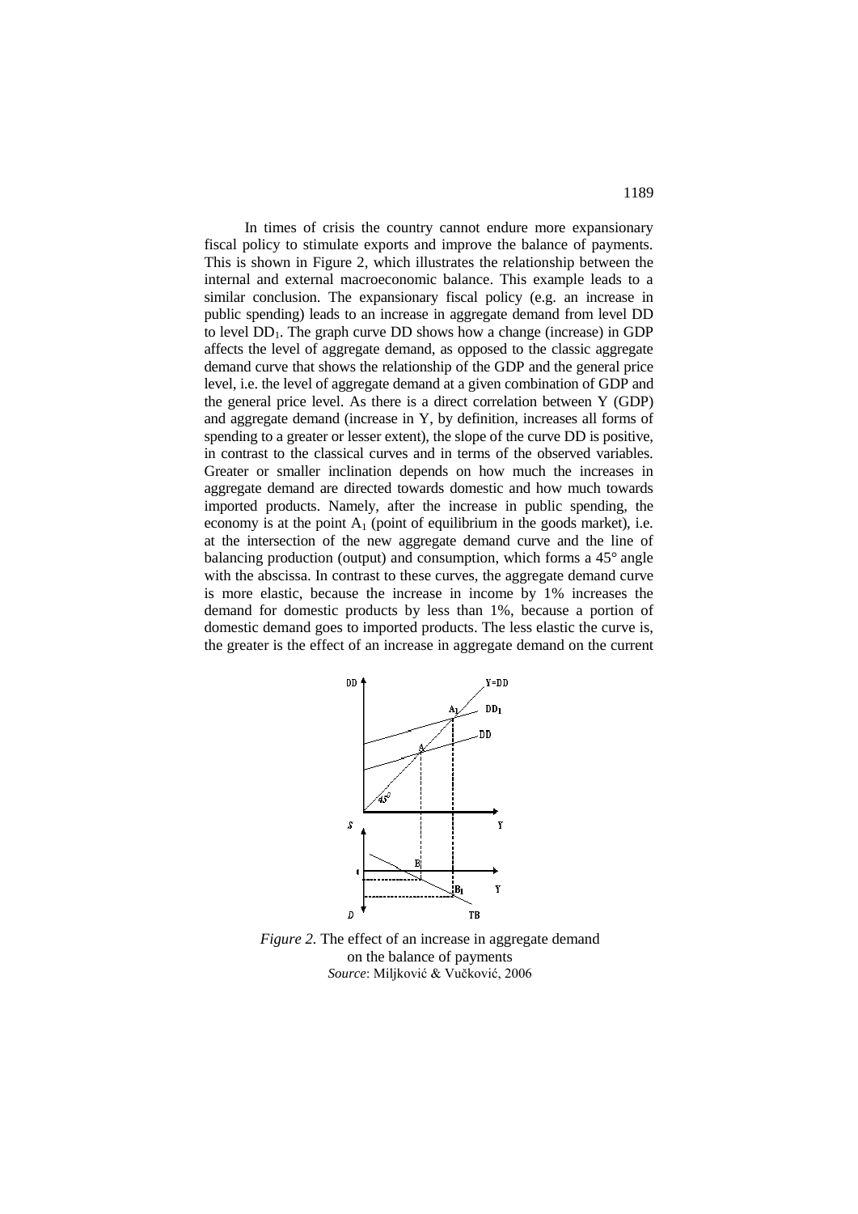In times of crisis the country cannot endure more expansionary fiscal policy to stimulate exports and improve the balance of payments. This is shown in Figure 2, which illustrates the relationship between the internal and external macroeconomic balance. This example leads to a similar conclusion. The expansionary fiscal policy (e.g. an increase in public spending) leads to an increase in aggregate demand from level DD to level $DD_1$. The graph curve DD shows how a change (increase) in GDP affects the level of aggregate demand, as opposed to the classic aggregate demand curve that shows the relationship of the GDP and the general price level, i.e. the level of aggregate demand at a given combination of GDP and the general price level. As there is a direct correlation between Y (GDP) and aggregate demand (increase in Y, by definition, increases all forms of spending to a greater or lesser extent), the slope of the curve DD is positive, in contrast to the classical curves and in terms of the observed variables. Greater or smaller inclination depends on how much the increases in aggregate demand are directed towards domestic and how much towards imported products. Namely, after the increase in public spending, the economy is at the point $A_1$ (point of equilibrium in the goods market), i.e. at the intersection of the new aggregate demand curve and the line of balancing production (output) and consumption, which forms a 45° angle with the abscissa. In contrast to these curves, the aggregate demand curve is more elastic, because the increase in income by 1% increases the demand for domestic products by less than 1%, because a portion of domestic demand goes to imported products. The less elastic the curve is, the greater is the effect of an increase in aggregate demand on the current

*Figure 2.* The effect of an increase in aggregate demand on the balance of payments
*Source*: Miljković & Vučković, 2006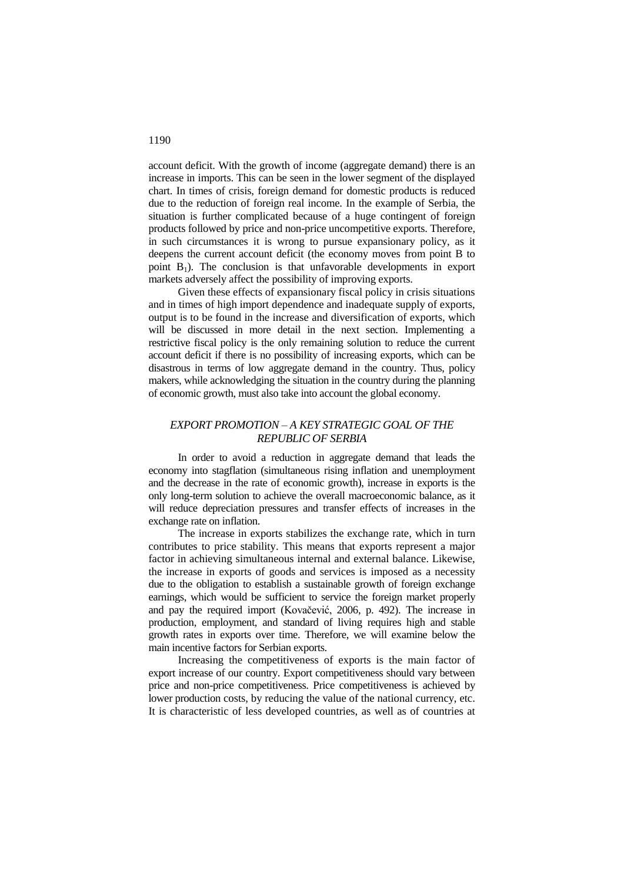account deficit. With the growth of income (aggregate demand) there is an increase in imports. This can be seen in the lower segment of the displayed chart. In times of crisis, foreign demand for domestic products is reduced due to the reduction of foreign real income. In the example of Serbia, the situation is further complicated because of a huge contingent of foreign products followed by price and non-price uncompetitive exports. Therefore, in such circumstances it is wrong to pursue expansionary policy, as it deepens the current account deficit (the economy moves from point B to point $B_1$). The conclusion is that unfavorable developments in export markets adversely affect the possibility of improving exports.

Given these effects of expansionary fiscal policy in crisis situations and in times of high import dependence and inadequate supply of exports, output is to be found in the increase and diversification of exports, which will be discussed in more detail in the next section. Implementing a restrictive fiscal policy is the only remaining solution to reduce the current account deficit if there is no possibility of increasing exports, which can be disastrous in terms of low aggregate demand in the country. Thus, policy makers, while acknowledging the situation in the country during the planning of economic growth, must also take into account the global economy.

## *EXPORT PROMOTION – A KEY STRATEGIC GOAL OF THE REPUBLIC OF SERBIA*

In order to avoid a reduction in aggregate demand that leads the economy into stagflation (simultaneous rising inflation and unemployment and the decrease in the rate of economic growth), increase in exports is the only long-term solution to achieve the overall macroeconomic balance, as it will reduce depreciation pressures and transfer effects of increases in the exchange rate on inflation.

The increase in exports stabilizes the exchange rate, which in turn contributes to price stability. This means that exports represent a major factor in achieving simultaneous internal and external balance. Likewise, the increase in exports of goods and services is imposed as a necessity due to the obligation to establish a sustainable growth of foreign exchange earnings, which would be sufficient to service the foreign market properly and pay the required import (Kovačević, 2006, p. 492). The increase in production, employment, and standard of living requires high and stable growth rates in exports over time. Therefore, we will examine below the main incentive factors for Serbian exports.

Increasing the competitiveness of exports is the main factor of export increase of our country. Export competitiveness should vary between price and non-price competitiveness. Price competitiveness is achieved by lower production costs, by reducing the value of the national currency, etc. It is characteristic of less developed countries, as well as of countries at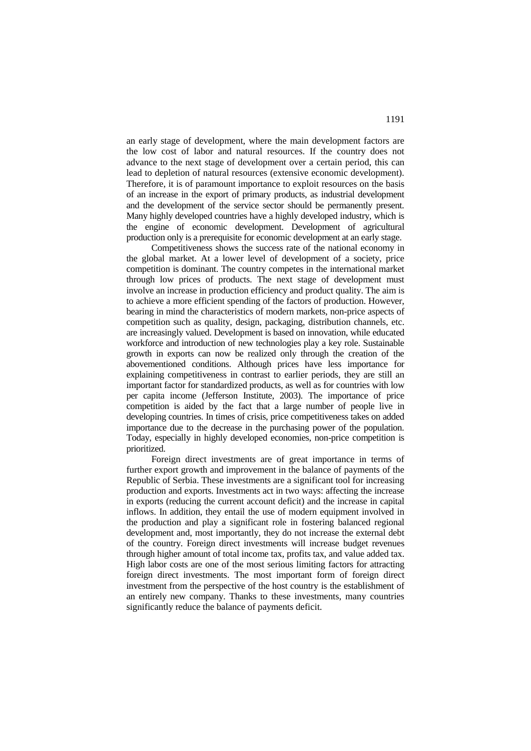an early stage of development, where the main development factors are the low cost of labor and natural resources. If the country does not advance to the next stage of development over a certain period, this can lead to depletion of natural resources (extensive economic development). Therefore, it is of paramount importance to exploit resources on the basis of an increase in the export of primary products, as industrial development and the development of the service sector should be permanently present. Many highly developed countries have a highly developed industry, which is the engine of economic development. Development of agricultural production only is a prerequisite for economic development at an early stage.

Competitiveness shows the success rate of the national economy in the global market. At a lower level of development of a society, price competition is dominant. The country competes in the international market through low prices of products. The next stage of development must involve an increase in production efficiency and product quality. The aim is to achieve a more efficient spending of the factors of production. However, bearing in mind the characteristics of modern markets, non-price aspects of competition such as quality, design, packaging, distribution channels, etc. are increasingly valued. Development is based on innovation, while educated workforce and introduction of new technologies play a key role. Sustainable growth in exports can now be realized only through the creation of the abovementioned conditions. Although prices have less importance for explaining competitiveness in contrast to earlier periods, they are still an important factor for standardized products, as well as for countries with low per capita income (Jefferson Institute, 2003). The importance of price competition is aided by the fact that a large number of people live in developing countries. In times of crisis, price competitiveness takes on added importance due to the decrease in the purchasing power of the population. Today, especially in highly developed economies, non-price competition is prioritized.

Foreign direct investments are of great importance in terms of further export growth and improvement in the balance of payments of the Republic of Serbia. These investments are a significant tool for increasing production and exports. Investments act in two ways: affecting the increase in exports (reducing the current account deficit) and the increase in capital inflows. In addition, they entail the use of modern equipment involved in the production and play a significant role in fostering balanced regional development and, most importantly, they do not increase the external debt of the country. Foreign direct investments will increase budget revenues through higher amount of total income tax, profits tax, and value added tax. High labor costs are one of the most serious limiting factors for attracting foreign direct investments. The most important form of foreign direct investment from the perspective of the host country is the establishment of an entirely new company. Thanks to these investments, many countries significantly reduce the balance of payments deficit.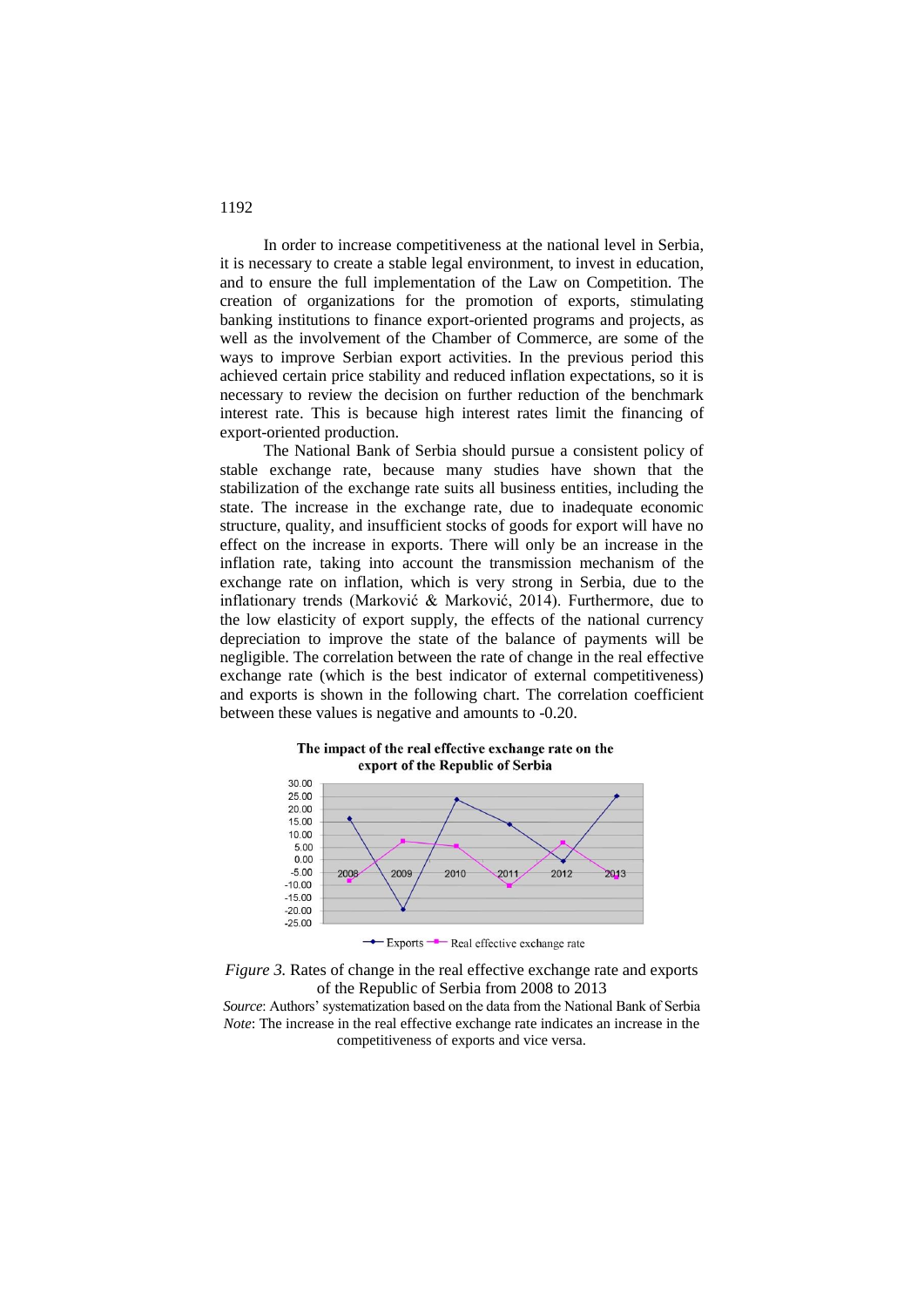In order to increase competitiveness at the national level in Serbia, it is necessary to create a stable legal environment, to invest in education, and to ensure the full implementation of the Law on Competition. The creation of organizations for the promotion of exports, stimulating banking institutions to finance export-oriented programs and projects, as well as the involvement of the Chamber of Commerce, are some of the ways to improve Serbian export activities. In the previous period this achieved certain price stability and reduced inflation expectations, so it is necessary to review the decision on further reduction of the benchmark interest rate. This is because high interest rates limit the financing of export-oriented production.

The National Bank of Serbia should pursue a consistent policy of stable exchange rate, because many studies have shown that the stabilization of the exchange rate suits all business entities, including the state. The increase in the exchange rate, due to inadequate economic structure, quality, and insufficient stocks of goods for export will have no effect on the increase in exports. There will only be an increase in the inflation rate, taking into account the transmission mechanism of the exchange rate on inflation, which is very strong in Serbia, due to the inflationary trends (Marković & Marković, 2014). Furthermore, due to the low elasticity of export supply, the effects of the national currency depreciation to improve the state of the balance of payments will be negligible. The correlation between the rate of change in the real effective exchange rate (which is the best indicator of external competitiveness) and exports is shown in the following chart. The correlation coefficient between these values is negative and amounts to -0.20.

**The impact of the real effective exchange rate on the export of the Republic of Serbia**

*Figure 3.* Rates of change in the real effective exchange rate and exports of the Republic of Serbia from 2008 to 2013

*Source*: Authors' systematization based on the data from the National Bank of Serbia

*Note*: The increase in the real effective exchange rate indicates an increase in the competitiveness of exports and vice versa.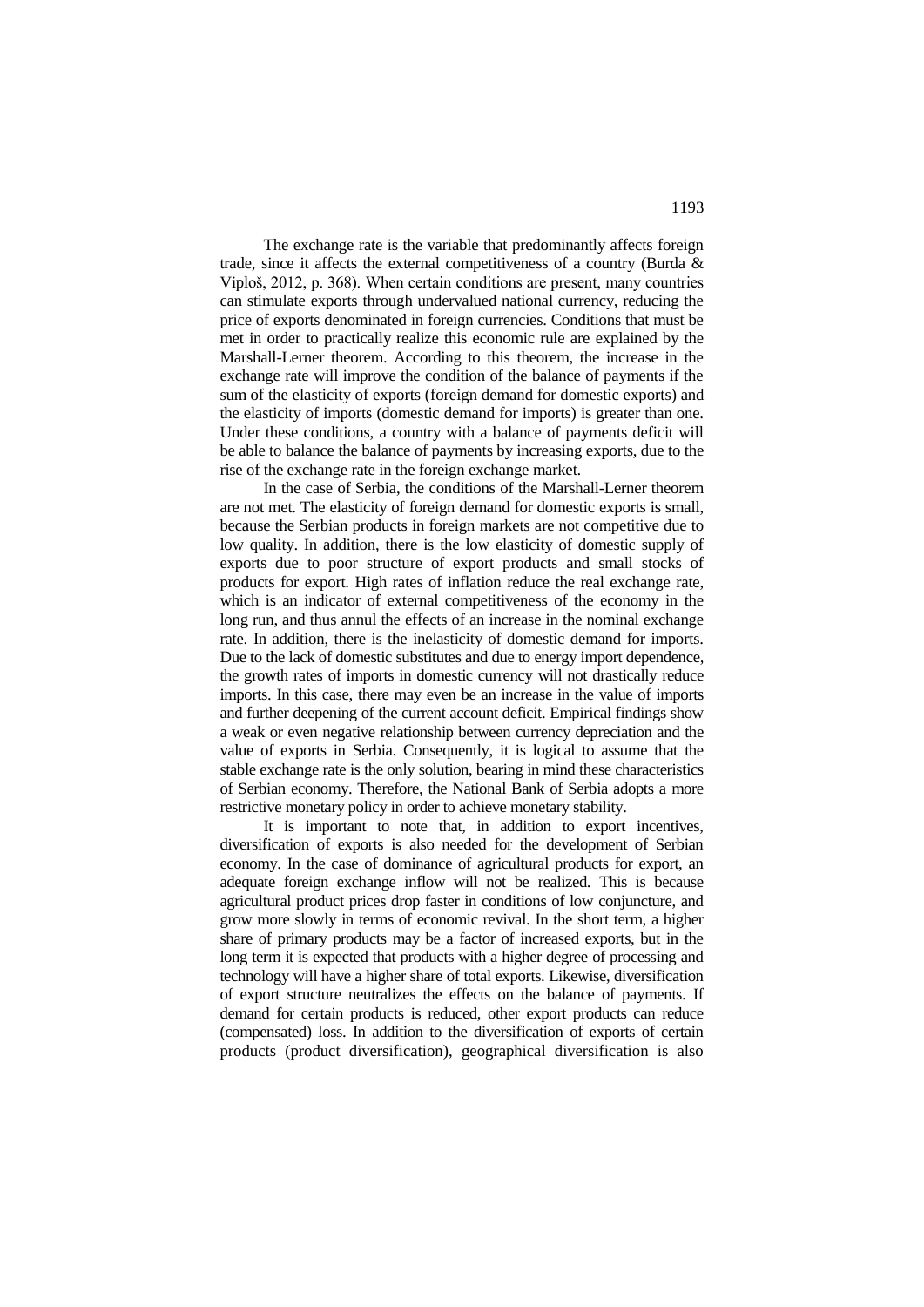The exchange rate is the variable that predominantly affects foreign trade, since it affects the external competitiveness of a country (Burda & Viploš, 2012, p. 368). When certain conditions are present, many countries can stimulate exports through undervalued national currency, reducing the price of exports denominated in foreign currencies. Conditions that must be met in order to practically realize this economic rule are explained by the Marshall-Lerner theorem. According to this theorem, the increase in the exchange rate will improve the condition of the balance of payments if the sum of the elasticity of exports (foreign demand for domestic exports) and the elasticity of imports (domestic demand for imports) is greater than one. Under these conditions, a country with a balance of payments deficit will be able to balance the balance of payments by increasing exports, due to the rise of the exchange rate in the foreign exchange market.

In the case of Serbia, the conditions of the Marshall-Lerner theorem are not met. The elasticity of foreign demand for domestic exports is small, because the Serbian products in foreign markets are not competitive due to low quality. In addition, there is the low elasticity of domestic supply of exports due to poor structure of export products and small stocks of products for export. High rates of inflation reduce the real exchange rate, which is an indicator of external competitiveness of the economy in the long run, and thus annul the effects of an increase in the nominal exchange rate. In addition, there is the inelasticity of domestic demand for imports. Due to the lack of domestic substitutes and due to energy import dependence, the growth rates of imports in domestic currency will not drastically reduce imports. In this case, there may even be an increase in the value of imports and further deepening of the current account deficit. Empirical findings show a weak or even negative relationship between currency depreciation and the value of exports in Serbia. Consequently, it is logical to assume that the stable exchange rate is the only solution, bearing in mind these characteristics of Serbian economy. Therefore, the National Bank of Serbia adopts a more restrictive monetary policy in order to achieve monetary stability.

It is important to note that, in addition to export incentives, diversification of exports is also needed for the development of Serbian economy. In the case of dominance of agricultural products for export, an adequate foreign exchange inflow will not be realized. This is because agricultural product prices drop faster in conditions of low conjuncture, and grow more slowly in terms of economic revival. In the short term, a higher share of primary products may be a factor of increased exports, but in the long term it is expected that products with a higher degree of processing and technology will have a higher share of total exports. Likewise, diversification of export structure neutralizes the effects on the balance of payments. If demand for certain products is reduced, other export products can reduce (compensated) loss. In addition to the diversification of exports of certain products (product diversification), geographical diversification is also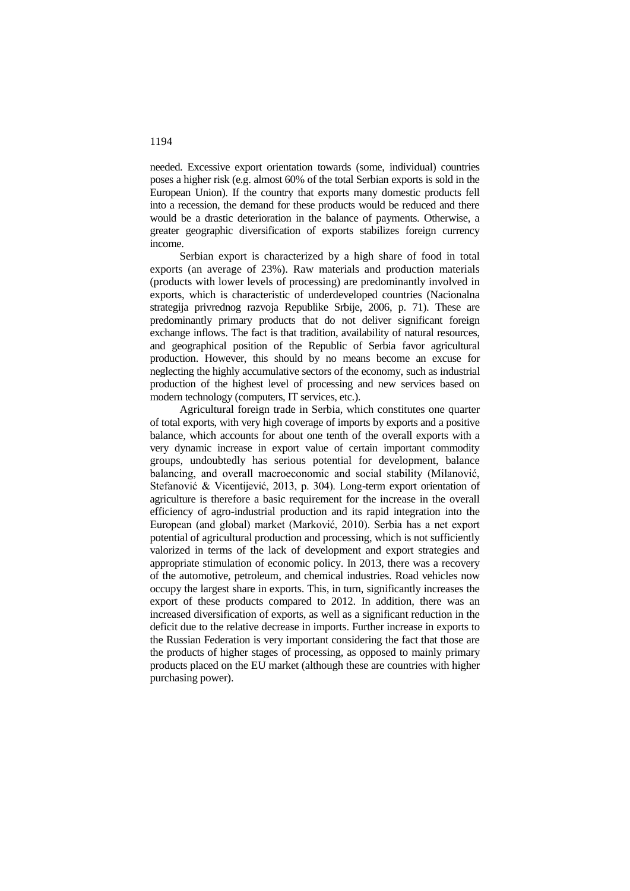needed. Excessive export orientation towards (some, individual) countries poses a higher risk (e.g. almost 60% of the total Serbian exports is sold in the European Union). If the country that exports many domestic products fell into a recession, the demand for these products would be reduced and there would be a drastic deterioration in the balance of payments. Otherwise, a greater geographic diversification of exports stabilizes foreign currency income.

Serbian export is characterized by a high share of food in total exports (an average of 23%). Raw materials and production materials (products with lower levels of processing) are predominantly involved in exports, which is characteristic of underdeveloped countries (Nacionalna strategija privrednog razvoja Republike Srbije, 2006, p. 71). These are predominantly primary products that do not deliver significant foreign exchange inflows. The fact is that tradition, availability of natural resources, and geographical position of the Republic of Serbia favor agricultural production. However, this should by no means become an excuse for neglecting the highly accumulative sectors of the economy, such as industrial production of the highest level of processing and new services based on modern technology (computers, IT services, etc.).

Agricultural foreign trade in Serbia, which constitutes one quarter of total exports, with very high coverage of imports by exports and a positive balance, which accounts for about one tenth of the overall exports with a very dynamic increase in export value of certain important commodity groups, undoubtedly has serious potential for development, balance balancing, and overall macroeconomic and social stability (Milanović, Stefanović & Vicentijević, 2013, p. 304). Long-term export orientation of agriculture is therefore a basic requirement for the increase in the overall efficiency of agro-industrial production and its rapid integration into the European (and global) market (Marković, 2010). Serbia has a net export potential of agricultural production and processing, which is not sufficiently valorized in terms of the lack of development and export strategies and appropriate stimulation of economic policy. In 2013, there was a recovery of the automotive, petroleum, and chemical industries. Road vehicles now occupy the largest share in exports. This, in turn, significantly increases the export of these products compared to 2012. In addition, there was an increased diversification of exports, as well as a significant reduction in the deficit due to the relative decrease in imports. Further increase in exports to the Russian Federation is very important considering the fact that those are the products of higher stages of processing, as opposed to mainly primary products placed on the EU market (although these are countries with higher purchasing power).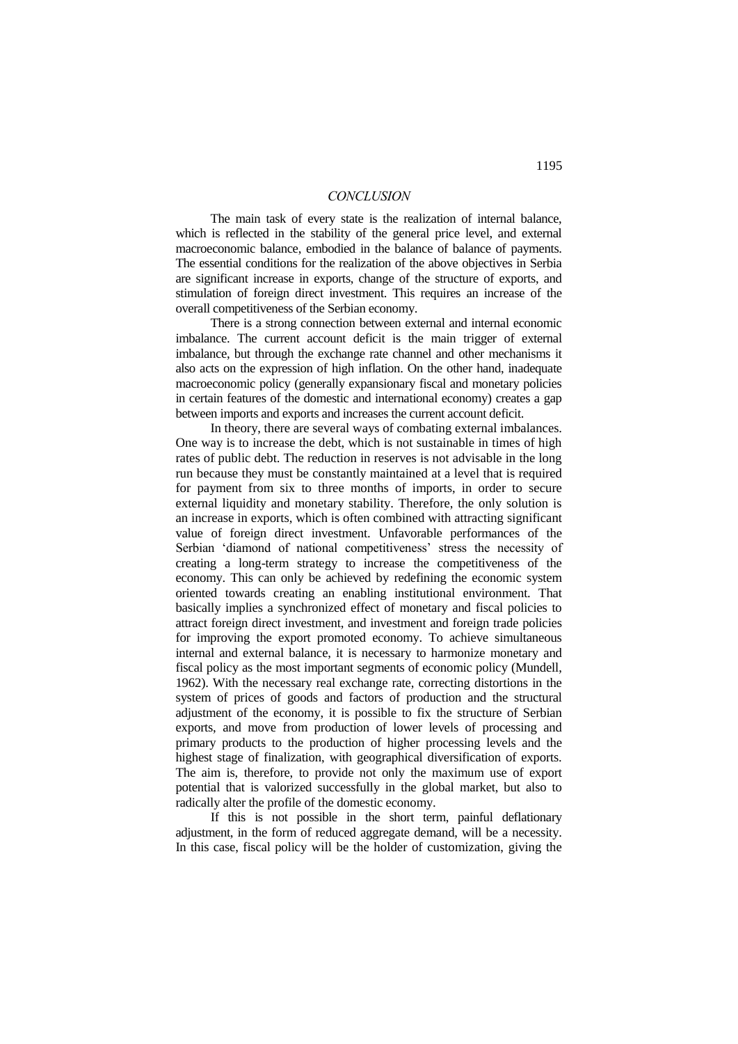## *CONCLUSION*

The main task of every state is the realization of internal balance, which is reflected in the stability of the general price level, and external macroeconomic balance, embodied in the balance of balance of payments. The essential conditions for the realization of the above objectives in Serbia are significant increase in exports, change of the structure of exports, and stimulation of foreign direct investment. This requires an increase of the overall competitiveness of the Serbian economy.

There is a strong connection between external and internal economic imbalance. The current account deficit is the main trigger of external imbalance, but through the exchange rate channel and other mechanisms it also acts on the expression of high inflation. On the other hand, inadequate macroeconomic policy (generally expansionary fiscal and monetary policies in certain features of the domestic and international economy) creates a gap between imports and exports and increases the current account deficit.

In theory, there are several ways of combating external imbalances. One way is to increase the debt, which is not sustainable in times of high rates of public debt. The reduction in reserves is not advisable in the long run because they must be constantly maintained at a level that is required for payment from six to three months of imports, in order to secure external liquidity and monetary stability. Therefore, the only solution is an increase in exports, which is often combined with attracting significant value of foreign direct investment. Unfavorable performances of the Serbian 'diamond of national competitiveness' stress the necessity of creating a long-term strategy to increase the competitiveness of the economy. This can only be achieved by redefining the economic system oriented towards creating an enabling institutional environment. That basically implies a synchronized effect of monetary and fiscal policies to attract foreign direct investment, and investment and foreign trade policies for improving the export promoted economy. To achieve simultaneous internal and external balance, it is necessary to harmonize monetary and fiscal policy as the most important segments of economic policy (Mundell, 1962). With the necessary real exchange rate, correcting distortions in the system of prices of goods and factors of production and the structural adjustment of the economy, it is possible to fix the structure of Serbian exports, and move from production of lower levels of processing and primary products to the production of higher processing levels and the highest stage of finalization, with geographical diversification of exports. The aim is, therefore, to provide not only the maximum use of export potential that is valorized successfully in the global market, but also to radically alter the profile of the domestic economy.

If this is not possible in the short term, painful deflationary adjustment, in the form of reduced aggregate demand, will be a necessity. In this case, fiscal policy will be the holder of customization, giving the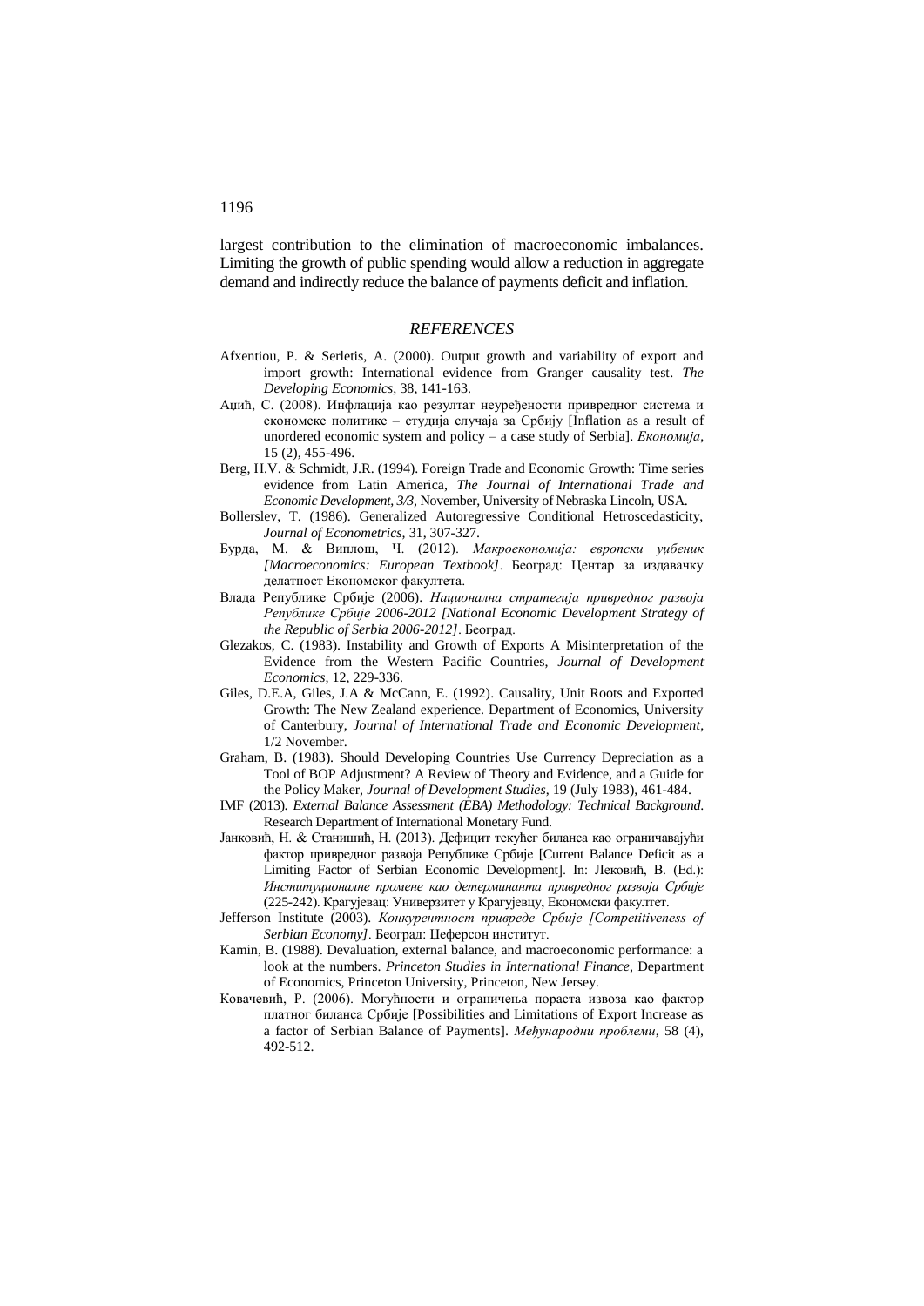largest contribution to the elimination of macroeconomic imbalances. Limiting the growth of public spending would allow a reduction in aggregate demand and indirectly reduce the balance of payments deficit and inflation.

## *REFERENCES*

Afxentiou, P. & Serletis, A. (2000). Output growth and variability of export and import growth: International evidence from Granger causality test. *The Developing Economics*, 38, 141-163.

Аџић, С. (2008). Инфлација као резултат неуређености привредног система и економске политике – студија случаја за Србију [Inflation as a result of unordered economic system and policy – a case study of Serbia]. *Економија*, 15 (2), 455-496.

Berg, H.V. & Schmidt, J.R. (1994). Foreign Trade and Economic Growth: Time series evidence from Latin America, *The Journal of International Trade and Economic Development, 3/3*, November, University of Nebraska Lincoln, USA.

Bollerslev, T. (1986). Generalized Autoregressive Conditional Hetroscedasticity, *Journal of Econometrics*, 31, 307-327.

Бурда, М. & Виплош, Ч. (2012). *Макроекономија: европски уџбеник [Macroeconomics: European Textbook]*. Београд: Центар за издавачку делатност Економског факултета.

Влада Републике Србије (2006). *Национална стратегија привредног развоја Републике Србије 2006-2012 [National Economic Development Strategy of the Republic of Serbia 2006-2012]*. Београд.

Glezakos, C. (1983). Instability and Growth of Exports A Misinterpretation of the Evidence from the Western Pacific Countries, *Journal of Development Economics*, 12, 229-336.

Giles, D.E.A, Giles, J.A & McCann, E. (1992). Causality, Unit Roots and Exported Growth: The New Zealand experience. Department of Economics, University of Canterbury, *Journal of International Trade and Economic Development*, 1/2 November.

Graham, B. (1983). Should Developing Countries Use Currency Depreciation as a Tool of BOP Adjustment? A Review of Theory and Evidence, and a Guide for the Policy Maker, *Journal of Development Studies*, 19 (July 1983), 461-484.

IMF (2013). *External Balance Assessment (EBA) Methodology: Technical Background*. Research Department of International Monetary Fund.

Јанковић, Н. & Станишић, Н. (2013). Дефицит текућег биланса као ограничавајући фактор привредног развоја Републике Србије [Current Balance Deficit as a Limiting Factor of Serbian Economic Development]. In: Лековић, В. (Ed.): *Институционалне промене као детерминанта привредног развоја Србије* (225-242). Крагујевац: Универзитет у Крагујевцу, Економски факултет.

Jefferson Institute (2003). *Конкурентност привреде Србије [Competitiveness of Serbian Economy]*. Београд: Џеферсон институт.

Kamin, B. (1988). Devaluation, external balance, and macroeconomic performance: a look at the numbers. *Princeton Studies in International Finance*, Department of Economics, Princeton University, Princeton, New Jersey.

Ковачевић, Р. (2006). Могућности и ограничења пораста извоза као фактор платног биланса Србије [Possibilities and Limitations of Export Increase as a factor of Serbian Balance of Payments]. *Међународни проблеми*, 58 (4), 492-512.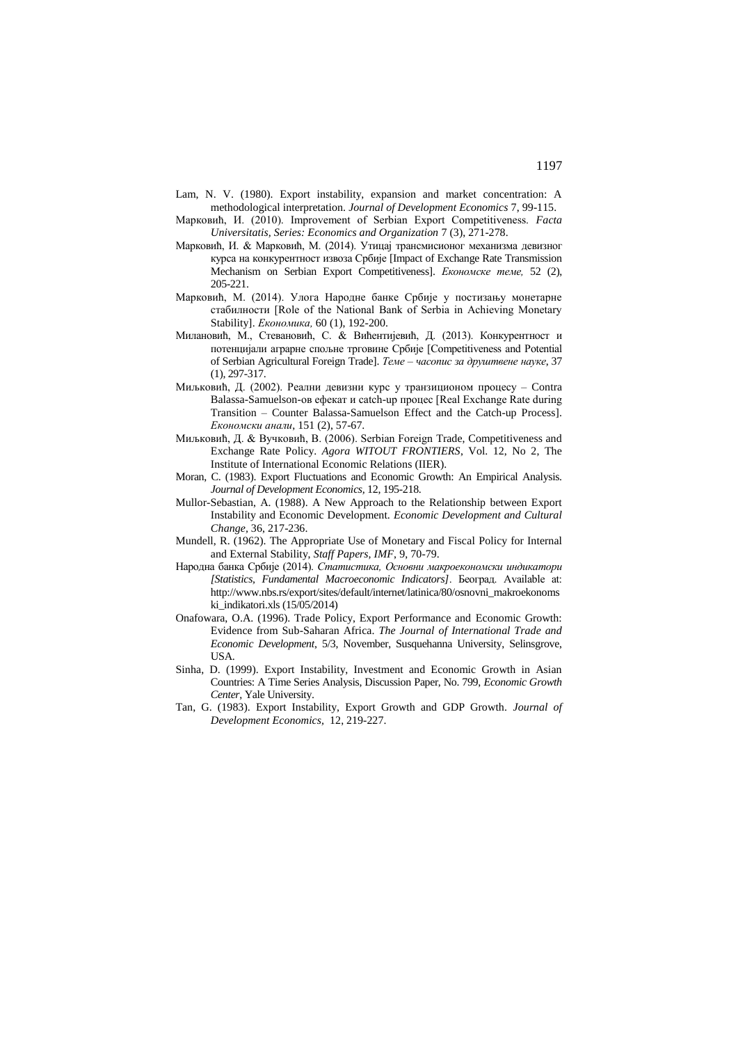Lam, N. V. (1980). Export instability, expansion and market concentration: A methodological interpretation. *Journal of Development Economics* 7, 99-115.

Марковић, И. (2010). Improvement of Serbian Export Competitiveness. *Facta Universitatis, Series: Economics and Organization* 7 (3), 271-278.

Марковић, И. & Марковић, М. (2014). Утицај трансмисионог механизма девизног курса на конкурентност извоза Србије [Impact of Exchange Rate Transmission Mechanism on Serbian Export Competitiveness]. *Економске теме,* 52 (2), 205-221.

Марковић, М. (2014). Улога Народне банке Србије у постизању монетарне стабилности [Role of the National Bank of Serbia in Achieving Monetary Stability]. *Економика,* 60 (1), 192-200.

Милановић, М., Стевановић, С. & Вићентијевић, Д. (2013). Конкурентност и потенцијали аграрне спољне трговине Србије [Competitiveness and Potential of Serbian Agricultural Foreign Trade]. *Теме – часопис за друштвене науке*, 37 (1), 297-317.

Миљковић, Д. (2002). Реални девизни курс у транзиционом процесу – Contra Balassa-Samuelson-ов ефекат и catch-up процес [Real Exchange Rate during Transition – Counter Balassa-Samuelson Effect and the Catch-up Process]. *Економски анали*, 151 (2), 57-67.

Миљковић, Д. & Вучковић, В. (2006). Serbian Foreign Trade, Competitiveness and Exchange Rate Policy. *Agora WITOUT FRONTIERS*, Vol. 12, No 2, The Institute of International Economic Relations (IIER).

Moran, C. (1983). Export Fluctuations and Economic Growth: An Empirical Analysis. *Journal of Development Economics,* 12, 195-218.

Mullor-Sebastian, A. (1988). A New Approach to the Relationship between Export Instability and Economic Development. *Economic Development and Cultural Change*, 36, 217-236.

Mundell, R. (1962). The Appropriate Use of Monetary and Fiscal Policy for Internal and External Stability, *Staff Papers, IMF*, 9, 70-79.

Народна банка Србије (2014). *Статистика, Основни макроекономски индикатори [Statistics, Fundamental Macroeconomic Indicators]*. Београд. Available at: http://www.nbs.rs/export/sites/default/internet/latinica/80/osnovni_makroekonomski_indikatori.xls (15/05/2014)

Onafowara, O.A. (1996). Trade Policy, Export Performance and Economic Growth: Evidence from Sub-Saharan Africa. *The Journal of International Trade and Economic Development*, 5/3, November, Susquehanna University, Selinsgrove, USA.

Sinha, D. (1999). Export Instability, Investment and Economic Growth in Asian Countries: A Time Series Analysis, Discussion Paper, No. 799, *Economic Growth Center*, Yale University.

Tan, G. (1983). Export Instability, Export Growth and GDP Growth. *Journal of Development Economics*, 12, 219-227.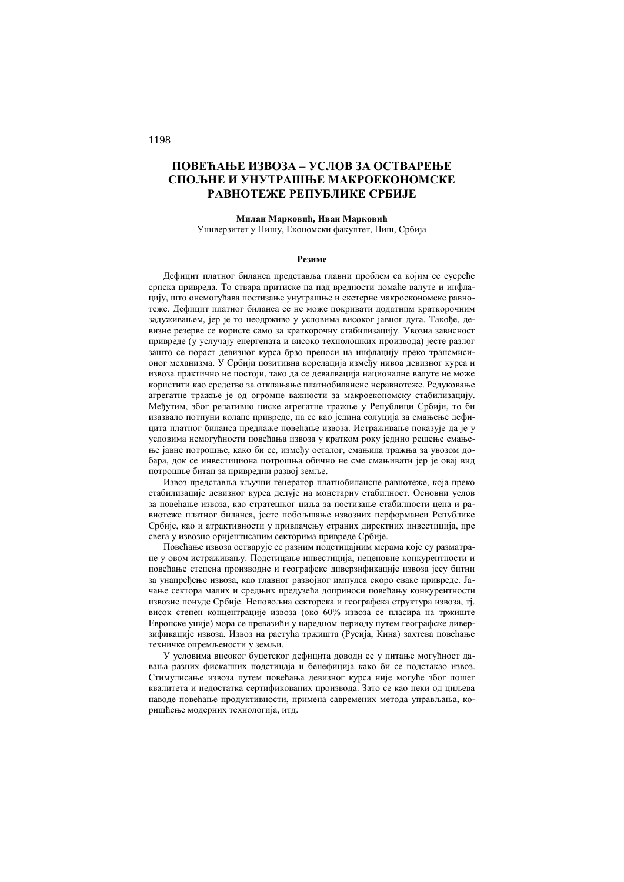# ПОВЕЋАЊЕ ИЗВОЗА – УСЛОВ ЗА ОСТВАРЕЊЕ СПОЉНЕ И УНУТРАШЊЕ МАКРОЕКОНОМСКЕ РАВНОТЕЖЕ РЕПУБЛИКЕ СРБИЈЕ

**Милан Марковић, Иван Марковић**

Универзитет у Нишу, Економски факултет, Ниш, Србија

**Резиме**

Дефицит платног биланса представља главни проблем са којим се сусреће српска привреда. То ствара притиске на пад вредности домаће валуте и инфлацију, што онемогућава постизање унутрашње и екстерне макроекономске равнотеже. Дефицит платног биланса се не може покривати додатним краткорочним задуживањем, јер је то неодрживо у условима високог јавног дуга. Такође, девизне резерве се користе само за краткорочну стабилизацију. Увозна зависност привреде (у услучају енергената и високо технолошких производа) јесте разлог зашто се пораст девизног курса брзо преноси на инфлацију преко трансмисионог механизма. У Србији позитивна корелација између нивоа девизног курса и извоза практично не постоји, тако да се девалвација националне валуте не може користити као средство за отклањање платнобилансне неравнотеже. Редуковање агрегатне тражње је од огромне важности за макроекономску стабилизацију. Међутим, због релативно ниске агрегатне тражње у Републици Србији, то би изазвало потпуни колапс привреде, па се као једина солуција за смањење дефицита платног биланса предлаже повећање извоза. Истраживање показује да је у условима немогућности повећања извоза у кратком року једино решење смањење јавне потрошње, како би се, између осталог, смањила тражња за увозом добара, док се инвестициона потрошња обично не сме смањивати јер је овај вид потрошње битан за привредни развој земље.

Извоз представља кључни генератор платнобилансне равнотеже, која преко стабилизације девизног курса делује на монетарну стабилност. Основни услов за повећање извоза, као стратешког циља за постизање стабилности цена и равнотеже платног биланса, јесте побољшање извозних перформанси Републике Србије, као и атрактивности у привлачењу страних директних инвестиција, пре свега у извозно оријентисаним секторима привреде Србије.

Повећање извоза остварује се разним подстицајним мерама које су разматране у овом истраживању. Подстицање инвестиција, неценовне конкурентности и повећање степена производне и географске диверзификације извоза јесу битни за унапређење извоза, као главног развојног импулса скоро сваке привреде. Јачање сектора малих и средњих предузећа доприноси повећању конкурентности извозне понуде Србије. Неповољна секторска и географска структура извоза, тј. висок степен концентрације извоза (око 60% извоза се пласира на тржиште Европске уније) мора се превазићи у наредном периоду путем географске диверзификације извоза. Извоз на растућа тржишта (Русија, Кина) захтева повећање техничке опремљености у земљи.

У условима високог буџетског дефицита доводи се у питање могућност давања разних фискалних подстицаја и бенефиција како би се подстакао извоз. Стимулисање извоза путем повећања девизног курса није могуће због лошег квалитета и недостатка сертификованих производа. Зато се као неки од циљева наводе повећање продуктивности, примена савремених метода управљања, коришћење модерних технологија, итд.